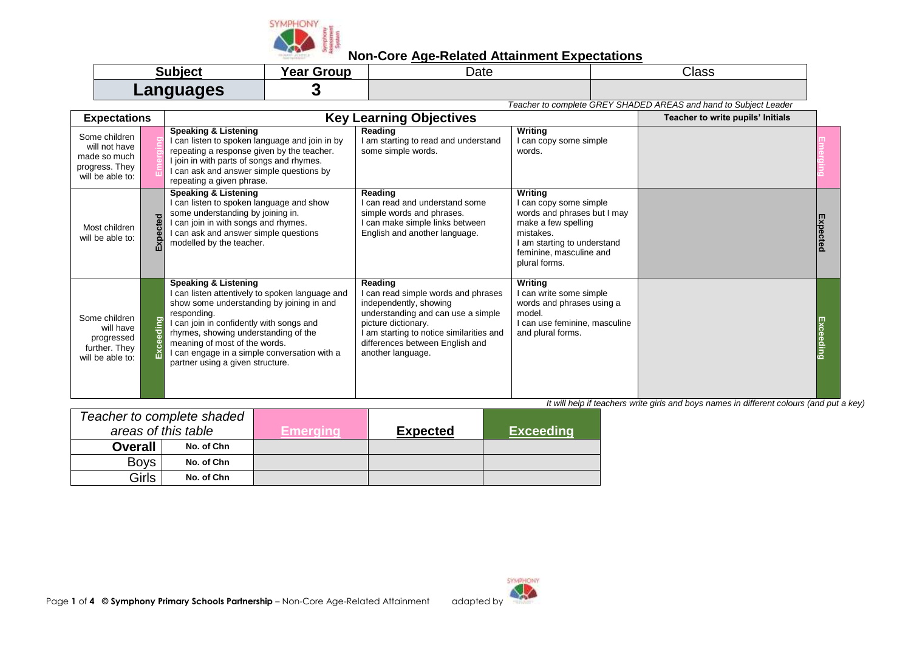# Non-Core Age-Related Attainment Expectations

| Subject | Year Group | Date | Class |
|---|---|---|---|
| **Languages** | **3** | | |

*Teacher to complete GREY SHADED AREAS and hand to Subject Leader*

| Expectations | | Key Learning Objectives | | | Teacher to write pupils' Initials | |
|---|---|---|---|---|---|---|
| Some children will not have made so much progress. They will be able to: | Emerging | **Speaking & Listening** I can listen to spoken language and join in by repeating a response given by the teacher. I join in with parts of songs and rhymes. I can ask and answer simple questions by repeating a given phrase. | **Reading** I am starting to read and understand some simple words. | **Writing** I can copy some simple words. | | Emerging |
| Most children will be able to: | Expected | **Speaking & Listening** I can listen to spoken language and show some understanding by joining in. I can join in with songs and rhymes. I can ask and answer simple questions modelled by the teacher. | **Reading** I can read and understand some simple words and phrases. I can make simple links between English and another language. | **Writing** I can copy some simple words and phrases but I may make a few spelling mistakes. I am starting to understand feminine, masculine and plural forms. | | Expected |
| Some children will have progressed further. They will be able to: | Exceeding | **Speaking & Listening** I can listen attentively to spoken language and show some understanding by joining in and responding. I can join in confidently with songs and rhymes, showing understanding of the meaning of most of the words. I can engage in a simple conversation with a partner using a given structure. | **Reading** I can read simple words and phrases independently, showing understanding and can use a simple picture dictionary. I am starting to notice similarities and differences between English and another language. | **Writing** I can write some simple words and phrases using a model. I can use feminine, masculine and plural forms. | | Exceeding |

*It will help if teachers write girls and boys names in different colours (and put a key)*

| *Teacher to complete shaded areas of this table* | | **Emerging** | **Expected** | **Exceeding** |
|---|---|---|---|---|
| **Overall** | **No. of Chn** | | | |
| Boys | **No. of Chn** | | | |
| Girls | **No. of Chn** | | | |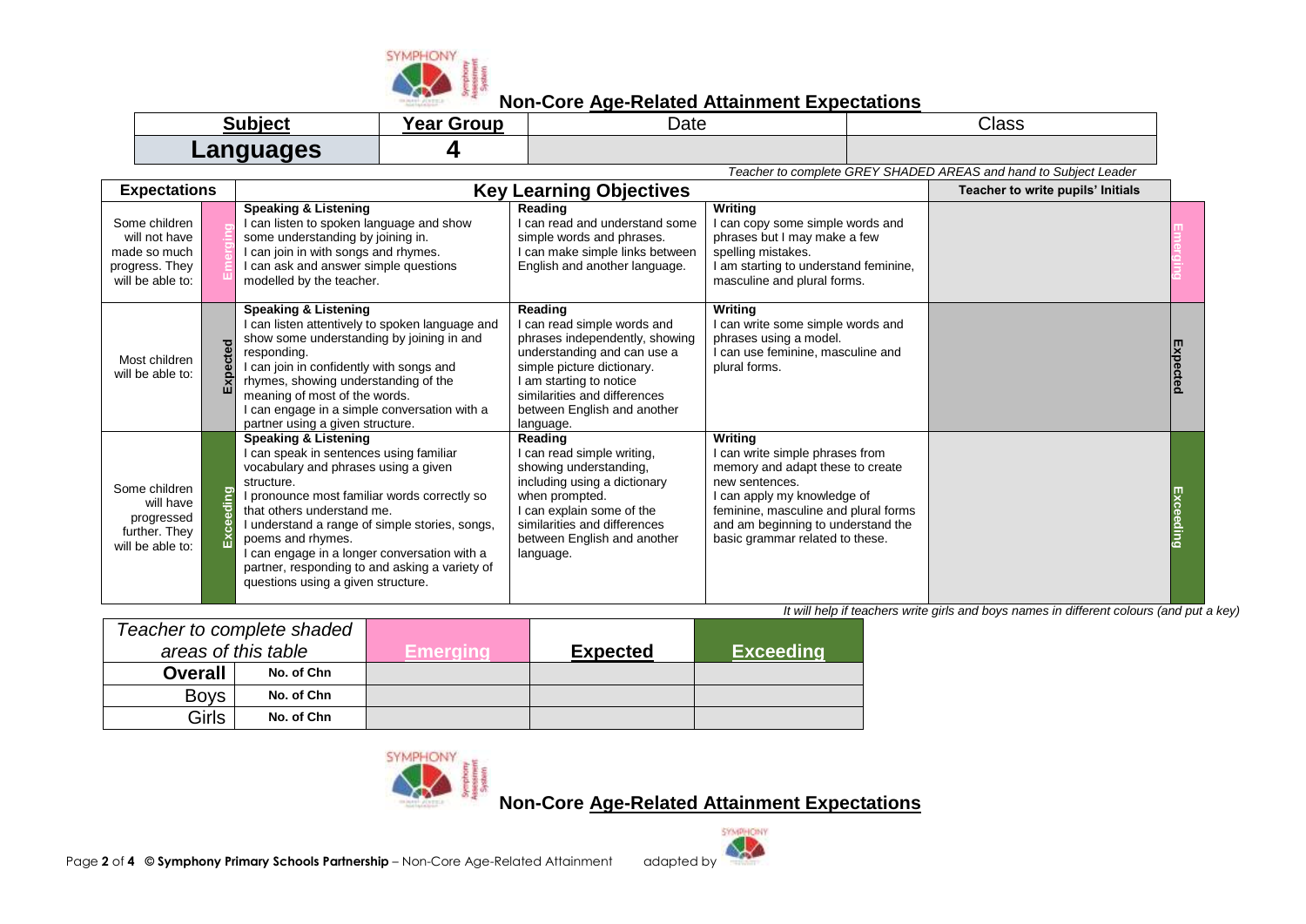## Non-Core Age-Related Attainment Expectations

| Subject | Year Group | Date | Class |
|---|---|---|---|
| **Languages** | **4** | | |

*Teacher to complete GREY SHADED AREAS and hand to Subject Leader*

| Expectations | | Key Learning Objectives | | | Teacher to write pupils' Initials | |
|---|---|---|---|---|---|---|
| Some children will not have made so much progress. They will be able to: | Emerging | **Speaking & Listening**<br>I can listen to spoken language and show some understanding by joining in.<br>I can join in with songs and rhymes.<br>I can ask and answer simple questions modelled by the teacher. | **Reading**<br>I can read and understand some simple words and phrases.<br>I can make simple links between English and another language. | **Writing**<br>I can copy some simple words and phrases but I may make a few spelling mistakes.<br>I am starting to understand feminine, masculine and plural forms. | | Emerging |
| Most children will be able to: | Expected | **Speaking & Listening**<br>I can listen attentively to spoken language and show some understanding by joining in and responding.<br>I can join in confidently with songs and rhymes, showing understanding of the meaning of most of the words.<br>I can engage in a simple conversation with a partner using a given structure. | **Reading**<br>I can read simple words and phrases independently, showing understanding and can use a simple picture dictionary.<br>I am starting to notice similarities and differences between English and another language. | **Writing**<br>I can write some simple words and phrases using a model.<br>I can use feminine, masculine and plural forms. | | Expected |
| Some children will have progressed further. They will be able to: | Exceeding | **Speaking & Listening**<br>I can speak in sentences using familiar vocabulary and phrases using a given structure.<br>I pronounce most familiar words correctly so that others understand me.<br>I understand a range of simple stories, songs, poems and rhymes.<br>I can engage in a longer conversation with a partner, responding to and asking a variety of questions using a given structure. | **Reading**<br>I can read simple writing, showing understanding, including using a dictionary when prompted.<br>I can explain some of the similarities and differences between English and another language. | **Writing**<br>I can write simple phrases from memory and adapt these to create new sentences.<br>I can apply my knowledge of feminine, masculine and plural forms and am beginning to understand the basic grammar related to these. | | Exceeding |

*It will help if teachers write girls and boys names in different colours (and put a key)*

| *Teacher to complete shaded areas of this table* | | Emerging | Expected | Exceeding |
|---|---|---|---|---|
| **Overall** | **No. of Chn** | | | |
| Boys | **No. of Chn** | | | |
| Girls | **No. of Chn** | | | |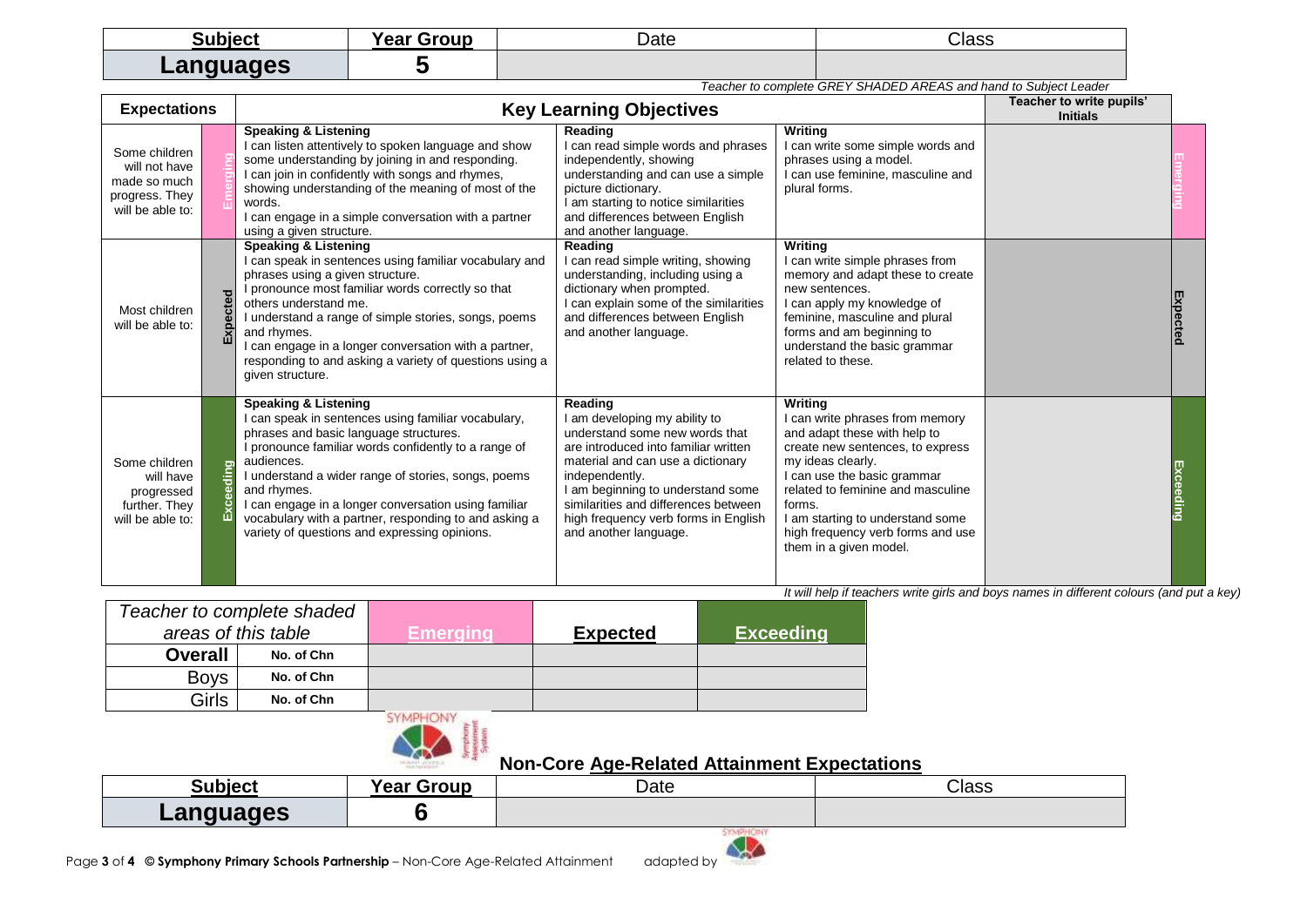| Subject | Year Group | Date | Class |
|---|---|---|---|
| **Languages** | **5** | | |

*Teacher to complete GREY SHADED AREAS and hand to Subject Leader*

| Expectations | | Key Learning Objectives | | | Teacher to write pupils' Initials | |
|---|---|---|---|---|---|---|
| Some children will not have made so much progress. They will be able to: | Emerging | **Speaking & Listening** I can listen attentively to spoken language and show some understanding by joining in and responding. I can join in confidently with songs and rhymes, showing understanding of the meaning of most of the words. I can engage in a simple conversation with a partner using a given structure. | **Reading** I can read simple words and phrases independently, showing understanding and can use a simple picture dictionary. I am starting to notice similarities and differences between English and another language. | **Writing** I can write some simple words and phrases using a model. I can use feminine, masculine and plural forms. | | Emerging |
| Most children will be able to: | Expected | **Speaking & Listening** I can speak in sentences using familiar vocabulary and phrases using a given structure. I pronounce most familiar words correctly so that others understand me. I understand a range of simple stories, songs, poems and rhymes. I can engage in a longer conversation with a partner, responding to and asking a variety of questions using a given structure. | **Reading** I can read simple writing, showing understanding, including using a dictionary when prompted. I can explain some of the similarities and differences between English and another language. | **Writing** I can write simple phrases from memory and adapt these to create new sentences. I can apply my knowledge of feminine, masculine and plural forms and am beginning to understand the basic grammar related to these. | | Expected |
| Some children will have progressed further. They will be able to: | Exceeding | **Speaking & Listening** I can speak in sentences using familiar vocabulary, phrases and basic language structures. I pronounce familiar words confidently to a range of audiences. I understand a wider range of stories, songs, poems and rhymes. I can engage in a longer conversation using familiar vocabulary with a partner, responding to and asking a variety of questions and expressing opinions. | **Reading** I am developing my ability to understand some new words that are introduced into familiar written material and can use a dictionary independently. I am beginning to understand some similarities and differences between high frequency verb forms in English and another language. | **Writing** I can write phrases from memory and adapt these with help to create new sentences, to express my ideas clearly. I can use the basic grammar related to feminine and masculine forms. I am starting to understand some high frequency verb forms and use them in a given model. | | Exceeding |

*It will help if teachers write girls and boys names in different colours (and put a key)*

| *Teacher to complete shaded areas of this table* | | Emerging | Expected | Exceeding |
|---|---|---|---|---|
| **Overall** | **No. of Chn** | | | |
| Boys | **No. of Chn** | | | |
| Girls | **No. of Chn** | | | |

## Non-Core Age-Related Attainment Expectations

| Subject | Year Group | Date | Class |
|---|---|---|---|
| **Languages** | **6** | | |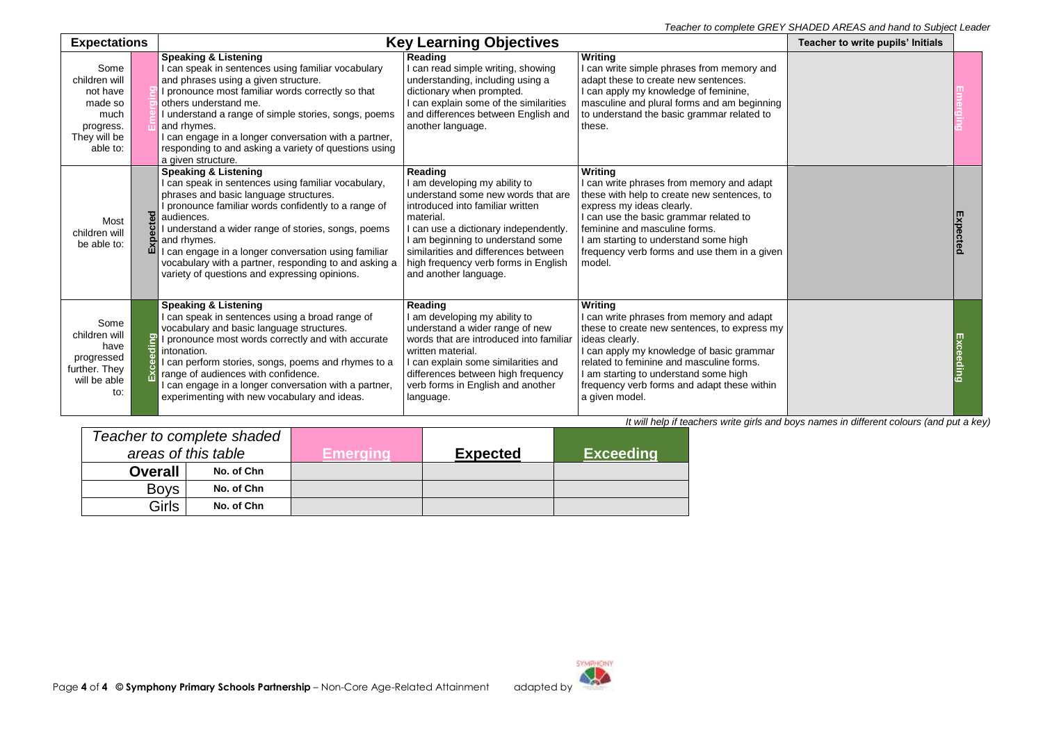*Teacher to complete GREY SHADED AREAS and hand to Subject Leader*

| Expectations | | Key Learning Objectives | | | Teacher to write pupils' Initials | |
|---|---|---|---|---|---|---|
| Some children will not have made so much progress. They will be able to: | Emerging | **Speaking & Listening** I can speak in sentences using familiar vocabulary and phrases using a given structure. I pronounce most familiar words correctly so that others understand me. I understand a range of simple stories, songs, poems and rhymes. I can engage in a longer conversation with a partner, responding to and asking a variety of questions using a given structure. | **Reading** I can read simple writing, showing understanding, including using a dictionary when prompted. I can explain some of the similarities and differences between English and another language. | **Writing** I can write simple phrases from memory and adapt these to create new sentences. I can apply my knowledge of feminine, masculine and plural forms and am beginning to understand the basic grammar related to these. | | Emerging |
| Most children will be able to: | Expected | **Speaking & Listening** I can speak in sentences using familiar vocabulary, phrases and basic language structures. I pronounce familiar words confidently to a range of audiences. I understand a wider range of stories, songs, poems and rhymes. I can engage in a longer conversation using familiar vocabulary with a partner, responding to and asking a variety of questions and expressing opinions. | **Reading** I am developing my ability to understand some new words that are introduced into familiar written material. I can use a dictionary independently. I am beginning to understand some similarities and differences between high frequency verb forms in English and another language. | **Writing** I can write phrases from memory and adapt these with help to create new sentences, to express my ideas clearly. I can use the basic grammar related to feminine and masculine forms. I am starting to understand some high frequency verb forms and use them in a given model. | | Expected |
| Some children will have progressed further. They will be able to: | Exceeding | **Speaking & Listening** I can speak in sentences using a broad range of vocabulary and basic language structures. I pronounce most words correctly and with accurate intonation. I can perform stories, songs, poems and rhymes to a range of audiences with confidence. I can engage in a longer conversation with a partner, experimenting with new vocabulary and ideas. | **Reading** I am developing my ability to understand a wider range of new words that are introduced into familiar written material. I can explain some similarities and differences between high frequency verb forms in English and another language. | **Writing** I can write phrases from memory and adapt these to create new sentences, to express my ideas clearly. I can apply my knowledge of basic grammar related to feminine and masculine forms. I am starting to understand some high frequency verb forms and adapt these within a given model. | | Exceeding |

*It will help if teachers write girls and boys names in different colours (and put a key)*

| *Teacher to complete shaded areas of this table* | | Emerging | Expected | Exceeding |
|---|---|---|---|---|
| **Overall** | No. of Chn | | | |
| Boys | No. of Chn | | | |
| Girls | No. of Chn | | | |

Page **4** of **4** **© Symphony Primary Schools Partnership** – Non-Core Age-Related Attainment adapted by